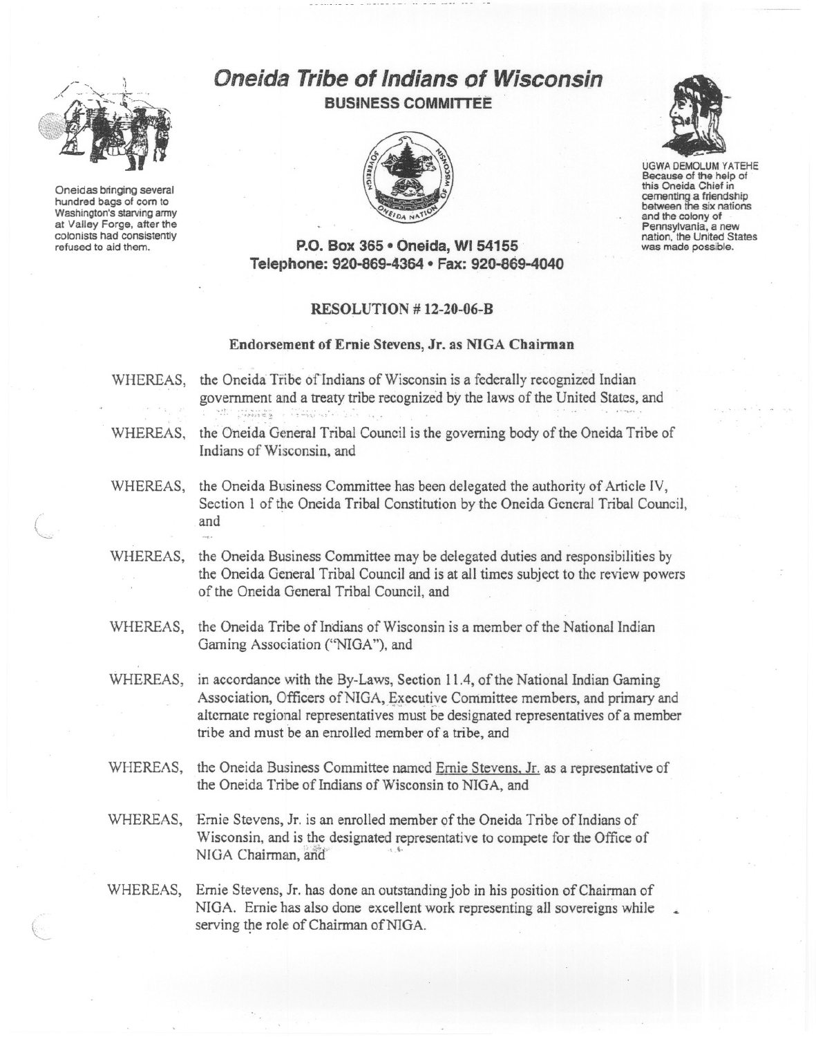Oneidas bringing several hundred bags of corn to Washington's starving army at Valley Forge, after the colonists had consistently refused to aid them.

# Oneida Tribe of Indians of Wisconsin

## BUSINESS COMMITTEE

UGWA DEMOLUM YATEHE
Because of the help of this Oneida Chief in cementing a friendship between the six nations and the colony of Pennsylvania, a new nation, the United States was made possible.

**P.O. Box 365 • Oneida, WI 54155**
**Telephone: 920-869-4364 • Fax: 920-869-4040**

**RESOLUTION # 12-20-06-B**

**Endorsement of Ernie Stevens, Jr. as NIGA Chairman**

WHEREAS, the Oneida Tribe of Indians of Wisconsin is a federally recognized Indian government and a treaty tribe recognized by the laws of the United States, and

WHEREAS, the Oneida General Tribal Council is the governing body of the Oneida Tribe of Indians of Wisconsin, and

WHEREAS, the Oneida Business Committee has been delegated the authority of Article IV, Section 1 of the Oneida Tribal Constitution by the Oneida General Tribal Council, and

WHEREAS, the Oneida Business Committee may be delegated duties and responsibilities by the Oneida General Tribal Council and is at all times subject to the review powers of the Oneida General Tribal Council, and

WHEREAS, the Oneida Tribe of Indians of Wisconsin is a member of the National Indian Gaming Association ("NIGA"), and

WHEREAS, in accordance with the By-Laws, Section 11.4, of the National Indian Gaming Association, Officers of NIGA, Executive Committee members, and primary and alternate regional representatives must be designated representatives of a member tribe and must be an enrolled member of a tribe, and

WHEREAS, the Oneida Business Committee named Ernie Stevens, Jr. as a representative of the Oneida Tribe of Indians of Wisconsin to NIGA, and

WHEREAS, Ernie Stevens, Jr. is an enrolled member of the Oneida Tribe of Indians of Wisconsin, and is the designated representative to compete for the Office of NIGA Chairman, and

WHEREAS, Ernie Stevens, Jr. has done an outstanding job in his position of Chairman of NIGA. Ernie has also done excellent work representing all sovereigns while serving the role of Chairman of NIGA.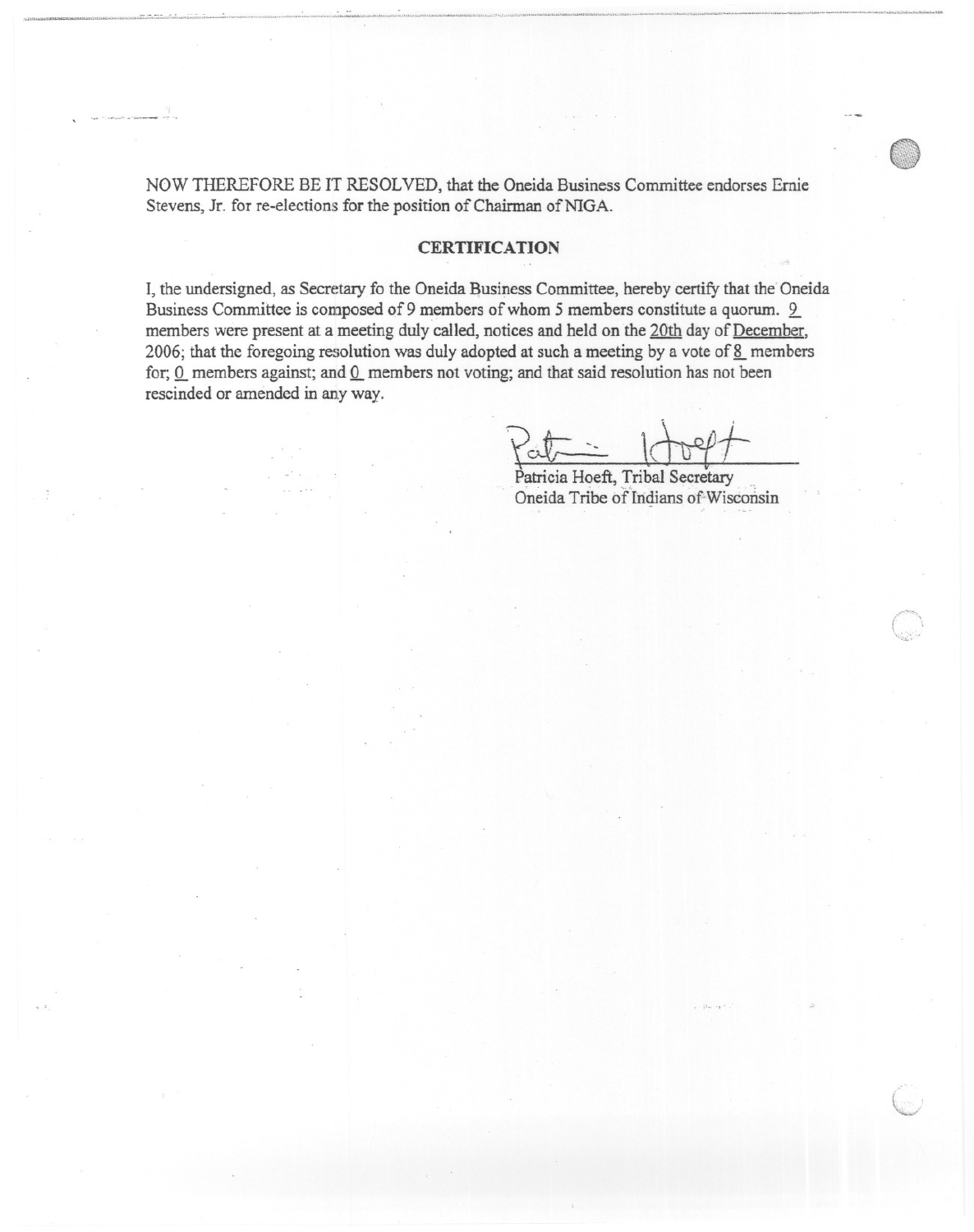NOW THEREFORE BE IT RESOLVED, that the Oneida Business Committee endorses Ernie Stevens, Jr. for re-elections for the position of Chairman of NIGA.

## CERTIFICATION

I, the undersigned, as Secretary fo the Oneida Business Committee, hereby certify that the Oneida Business Committee is composed of 9 members of whom 5 members constitute a quorum. 9 members were present at a meeting duly called, notices and held on the 20th day of December, 2006; that the foregoing resolution was duly adopted at such a meeting by a vote of 8 members for; 0 members against; and 0 members not voting; and that said resolution has not been rescinded or amended in any way.

Patricia Hoeft, Tribal Secretary
Oneida Tribe of Indians of Wisconsin